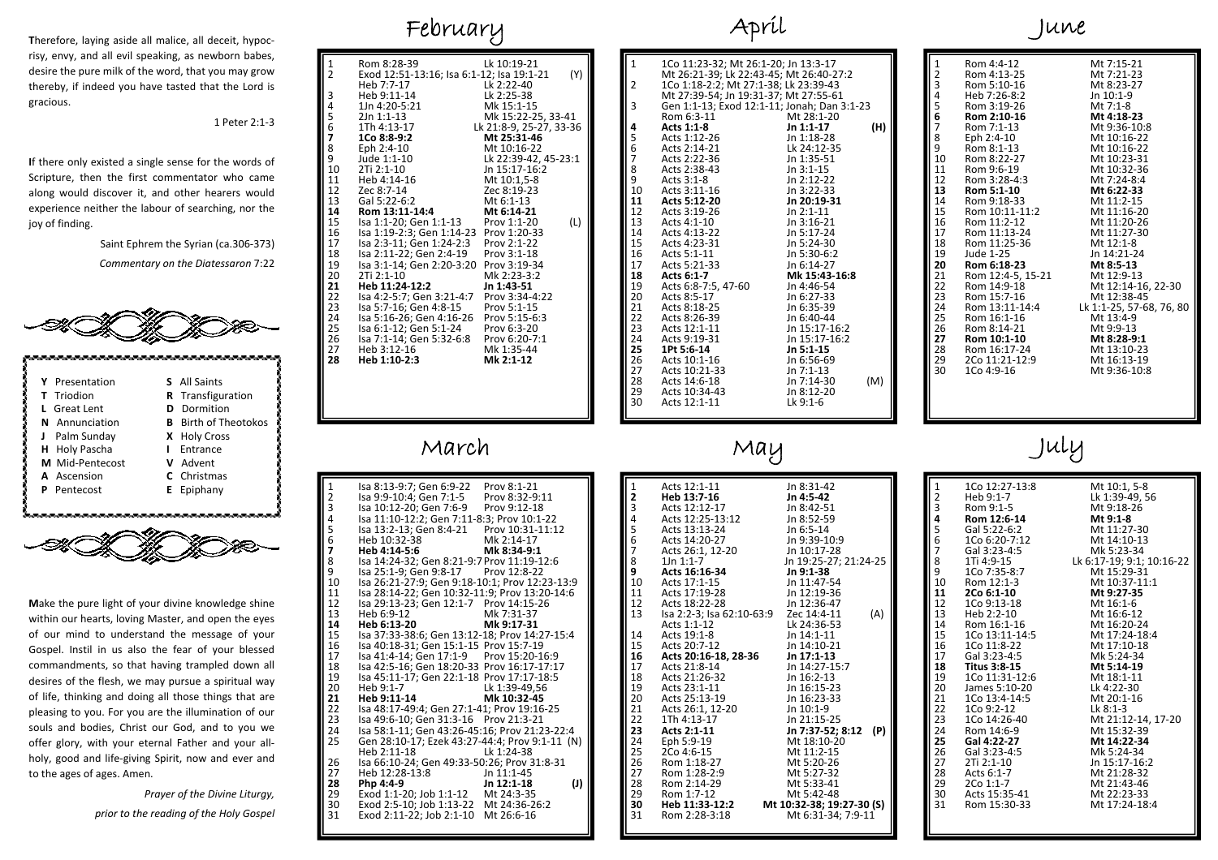**T**herefore, laying aside all malice, all deceit, hypocrisy, envy, and all evil speaking, as newborn babes, desire the pure milk of the word, that you may grow thereby, if indeed you have tasted that the Lord is gracious.

1 Peter 2:1-3

**I**f there only existed a single sense for the words of Scripture, then the first commentator who came along would discover it, and other hearers would experience neither the labour of searching, nor the joy of finding.

Saint Ephrem the Syrian (ca.306-373)

*Commentary on the Diatessaron* 7:22

| | | | |
|---|---|---|---|
| **Y** | Presentation | **S** | All Saints |
| **T** | Triodion | **R** | Transfiguration |
| **L** | Great Lent | **D** | Dormition |
| **N** | Annunciation | **B** | Birth of Theotokos |
| **J** | Palm Sunday | **X** | Holy Cross |
| **H** | Holy Pascha | **I** | Entrance |
| **M** | Mid-Pentecost | **V** | Advent |
| **A** | Ascension | **C** | Christmas |
| **P** | Pentecost | **E** | Epiphany |

**M**ake the pure light of your divine knowledge shine within our hearts, loving Master, and open the eyes of our mind to understand the message of your Gospel. Instil in us also the fear of your blessed commandments, so that having trampled down all desires of the flesh, we may pursue a spiritual way of life, thinking and doing all those things that are pleasing to you. For you are the illumination of our souls and bodies, Christ our God, and to you we offer glory, with your eternal Father and your all-holy, good and life-giving Spirit, now and ever and to the ages of ages. Amen.

*Prayer of the Divine Liturgy,*

*prior to the reading of the Holy Gospel*

## February

| | | | |
|---|---|---|---|
| 1 | Rom 8:28-39 | Lk 10:19-21 | |
| 2 | Exod 12:51-13:16; Isa 6:1-12; Isa 19:1-21 | | (Y) |
| | Heb 7:7-17 | Lk 2:22-40 | |
| 3 | Heb 9:11-14 | Lk 2:25-38 | |
| 4 | 1Jn 4:20-5:21 | Mk 15:1-15 | |
| 5 | 2Jn 1:1-13 | Mk 15:22-25, 33-41 | |
| 6 | 1Th 4:13-17 | Lk 21:8-9, 25-27, 33-36 | |
| **7** | **1Co 8:8-9:2** | **Mt 25:31-46** | |
| 8 | Eph 2:4-10 | Mt 10:16-22 | |
| 9 | Jude 1:1-10 | Lk 22:39-42, 45-23:1 | |
| 10 | 2Ti 2:1-10 | Jn 15:17-16:2 | |
| 11 | Heb 4:14-16 | Mt 10:1,5-8 | |
| 12 | Zec 8:7-14 | Zec 8:19-23 | |
| 13 | Gal 5:22-6:2 | Mt 6:1-13 | |
| **14** | **Rom 13:11-14:4** | **Mt 6:14-21** | |
| 15 | Isa 1:1-20; Gen 1:1-13 | Prov 1:1-20 | (L) |
| 16 | Isa 1:19-2:3; Gen 1:14-23 | Prov 1:20-33 | |
| 17 | Isa 2:3-11; Gen 1:24-2:3 | Prov 2:1-22 | |
| 18 | Isa 2:11-22; Gen 2:4-19 | Prov 3:1-18 | |
| 19 | Isa 3:1-14; Gen 2:20-3:20 | Prov 3:19-34 | |
| 20 | 2Ti 2:1-10 | Mk 2:23-3:2 | |
| **21** | **Heb 11:24-12:2** | **Jn 1:43-51** | |
| 22 | Isa 4:2-5:7; Gen 3:21-4:7 | Prov 3:34-4:22 | |
| 23 | Isa 5:7-16; Gen 4:8-15 | Prov 5:1-15 | |
| 24 | Isa 5:16-26; Gen 4:16-26 | Prov 5:15-6:3 | |
| 25 | Isa 6:1-12; Gen 5:1-24 | Prov 6:3-20 | |
| 26 | Isa 7:1-14; Gen 5:32-6:8 | Prov 6:20-7:1 | |
| 27 | Heb 3:12-16 | Mk 1:35-44 | |
| **28** | **Heb 1:10-2:3** | **Mk 2:1-12** | |

## March

| | | | |
|---|---|---|---|
| 1 | Isa 8:13-9:7; Gen 6:9-22 | Prov 8:1-21 | |
| 2 | Isa 9:9-10:4; Gen 7:1-5 | Prov 8:32-9:11 | |
| 3 | Isa 10:12-20; Gen 7:6-9 | Prov 9:12-18 | |
| 4 | Isa 11:10-12:2; Gen 7:11-8:3; Prov 10:1-22 | | |
| 5 | Isa 13:2-13; Gen 8:4-21 | Prov 10:31-11:12 | |
| 6 | Heb 10:32-38 | Mk 2:14-17 | |
| **7** | **Heb 4:14-5:6** | **Mk 8:34-9:1** | |
| 8 | Isa 14:24-32; Gen 8:21-9:7 | Prov 11:19-12:6 | |
| 9 | Isa 25:1-9; Gen 9:8-17 | Prov 12:8-22 | |
| 10 | Isa 26:21-27:9; Gen 9:18-10:1; Prov 12:23-13:9 | | |
| 11 | Isa 28:14-22; Gen 10:32-11:9; Prov 13:20-14:6 | | |
| 12 | Isa 29:13-23; Gen 12:1-7 | Prov 14:15-26 | |
| 13 | Heb 6:9-12 | Mk 7:31-37 | |
| **14** | **Heb 6:13-20** | **Mk 9:17-31** | |
| 15 | Isa 37:33-38:6; Gen 13:12-18; Prov 14:27-15:4 | | |
| 16 | Isa 40:18-31; Gen 15:1-15 | Prov 15:7-19 | |
| 17 | Isa 41:4-14; Gen 17:1-9 | Prov 15:20-16:9 | |
| 18 | Isa 42:5-16; Gen 18:20-33 | Prov 16:17-17:17 | |
| 19 | Isa 45:11-17; Gen 22:1-18 | Prov 17:17-18:5 | |
| 20 | Heb 9:1-7 | Lk 1:39-49,56 | |
| **21** | **Heb 9:11-14** | **Mk 10:32-45** | |
| 22 | Isa 48:17-49:4; Gen 27:1-41; Prov 19:16-25 | | |
| 23 | Isa 49:6-10; Gen 31:3-16 | Prov 21:3-21 | |
| 24 | Isa 58:1-11; Gen 43:26-45:16; Prov 21:23-22:4 | | |
| 25 | Gen 28:10-17; Ezek 43:27-44:4; Prov 9:1-11 | | (N) |
| | Heb 2:11-18 | Lk 1:24-38 | |
| 26 | Isa 66:10-24; Gen 49:33-50:26; Prov 31:8-31 | | |
| 27 | Heb 12:28-13:8 | Jn 11:1-45 | |
| **28** | **Php 4:4-9** | **Jn 12:1-18** | **(J)** |
| 29 | Exod 1:1-20; Job 1:1-12 | Mt 24:3-35 | |
| 30 | Exod 2:5-10; Job 1:13-22 | Mt 24:36-26:2 | |
| 31 | Exod 2:11-22; Job 2:1-10 | Mt 26:6-16 | |

## April

| | | | |
|---|---|---|---|
| 1 | 1Co 11:23-32; Mt 26:1-20; Jn 13:3-17 | | |
| | Mt 26:21-39; Lk 22:43-45; Mt 26:40-27:2 | | |
| 2 | 1Co 1:18-2:2; Mt 27:1-38; Lk 23:39-43 | | |
| | Mt 27:39-54; Jn 19:31-37; Mt 27:55-61 | | |
| 3 | Gen 1:1-13; Exod 12:1-11; Jonah; Dan 3:1-23 | | |
| | Rom 6:3-11 | Mt 28:1-20 | |
| **4** | **Acts 1:1-8** | **Jn 1:1-17** | **(H)** |
| 5 | Acts 1:12-26 | Jn 1:18-28 | |
| 6 | Acts 2:14-21 | Lk 24:12-35 | |
| 7 | Acts 2:22-36 | Jn 1:35-51 | |
| 8 | Acts 2:38-43 | Jn 3:1-15 | |
| 9 | Acts 3:1-8 | Jn 2:12-22 | |
| 10 | Acts 3:11-16 | Jn 3:22-33 | |
| **11** | **Acts 5:12-20** | **Jn 20:19-31** | |
| 12 | Acts 3:19-26 | Jn 2:1-11 | |
| 13 | Acts 4:1-10 | Jn 3:16-21 | |
| 14 | Acts 4:13-22 | Jn 5:17-24 | |
| 15 | Acts 4:23-31 | Jn 5:24-30 | |
| 16 | Acts 5:1-11 | Jn 5:30-6:2 | |
| 17 | Acts 5:21-33 | Jn 6:14-27 | |
| **18** | **Acts 6:1-7** | **Mk 15:43-16:8** | |
| 19 | Acts 6:8-7:5, 47-60 | Jn 4:46-54 | |
| 20 | Acts 8:5-17 | Jn 6:27-33 | |
| 21 | Acts 8:18-25 | Jn 6:35-39 | |
| 22 | Acts 8:26-39 | Jn 6:40-44 | |
| 23 | Acts 12:1-11 | Jn 15:17-16:2 | |
| 24 | Acts 9:19-31 | Jn 15:17-16:2 | |
| **25** | **1Pt 5:6-14** | **Jn 5:1-15** | |
| 26 | Acts 10:1-16 | Jn 6:56-69 | |
| 27 | Acts 10:21-33 | Jn 7:1-13 | |
| 28 | Acts 14:6-18 | Jn 7:14-30 | (M) |
| 29 | Acts 10:34-43 | Jn 8:12-20 | |
| 30 | Acts 12:1-11 | Lk 9:1-6 | |

## May

| | | | |
|---|---|---|---|
| 1 | Acts 12:1-11 | Jn 8:31-42 | |
| **2** | **Heb 13:7-16** | **Jn 4:5-42** | |
| 3 | Acts 12:12-17 | Jn 8:42-51 | |
| 4 | Acts 12:25-13:12 | Jn 8:52-59 | |
| 5 | Acts 13:13-24 | Jn 6:5-14 | |
| 6 | Acts 14:20-27 | Jn 9:39-10:9 | |
| 7 | Acts 26:1, 12-20 | Jn 10:17-28 | |
| 8 | 1Jn 1:1-7 | Jn 19:25-27; 21:24-25 | |
| **9** | **Acts 16:16-34** | **Jn 9:1-38** | |
| 10 | Acts 17:1-15 | Jn 11:47-54 | |
| 11 | Acts 17:19-28 | Jn 12:19-36 | |
| 12 | Acts 18:22-28 | Jn 12:36-47 | |
| 13 | Isa 2:2-3; Isa 62:10-63:9 | Zec 14:4-11 | (A) |
| | Acts 1:1-12 | Lk 24:36-53 | |
| 14 | Acts 19:1-8 | Jn 14:1-11 | |
| 15 | Acts 20:7-12 | Jn 14:10-21 | |
| **16** | **Acts 20:16-18, 28-36** | **Jn 17:1-13** | |
| 17 | Acts 21:8-14 | Jn 14:27-15:7 | |
| 18 | Acts 21:26-32 | Jn 16:2-13 | |
| 19 | Acts 23:1-11 | Jn 16:15-23 | |
| 20 | Acts 25:13-19 | Jn 16:23-33 | |
| 21 | Acts 26:1, 12-20 | Jn 10:1-9 | |
| 22 | 1Th 4:13-17 | Jn 21:15-25 | |
| **23** | **Acts 2:1-11** | **Jn 7:37-52; 8:12** | **(P)** |
| 24 | Eph 5:9-19 | Mt 18:10-20 | |
| 25 | 2Co 4:6-15 | Mt 11:2-15 | |
| 26 | Rom 1:18-27 | Mt 5:20-26 | |
| 27 | Rom 1:28-2:9 | Mt 5:27-32 | |
| 28 | Rom 2:14-29 | Mt 5:33-41 | |
| 29 | Rom 1:7-12 | Mt 5:42-48 | |
| **30** | **Heb 11:33-12:2** | **Mt 10:32-38; 19:27-30** | **(S)** |
| 31 | Rom 2:28-3:18 | Mt 6:31-34; 7:9-11 | |

## June

| | | |
|---|---|---|
| 1 | Rom 4:4-12 | Mt 7:15-21 |
| 2 | Rom 4:13-25 | Mt 7:21-23 |
| 3 | Rom 5:10-16 | Mt 8:23-27 |
| 4 | Heb 7:26-8:2 | Jn 10:1-9 |
| 5 | Rom 3:19-26 | Mt 7:1-8 |
| **6** | **Rom 2:10-16** | **Mt 4:18-23** |
| 7 | Rom 7:1-13 | Mt 9:36-10:8 |
| 8 | Eph 2:4-10 | Mt 10:16-22 |
| 9 | Rom 8:1-13 | Mt 10:16-22 |
| 10 | Rom 8:22-27 | Mt 10:23-31 |
| 11 | Rom 9:6-19 | Mt 10:32-36 |
| 12 | Rom 3:28-4:3 | Mt 7:24-8:4 |
| **13** | **Rom 5:1-10** | **Mt 6:22-33** |
| 14 | Rom 9:18-33 | Mt 11:2-15 |
| 15 | Rom 10:11-11:2 | Mt 11:16-20 |
| 16 | Rom 11:2-12 | Mt 11:20-26 |
| 17 | Rom 11:13-24 | Mt 11:27-30 |
| 18 | Rom 11:25-36 | Mt 12:1-8 |
| 19 | Jude 1-25 | Jn 14:21-24 |
| **20** | **Rom 6:18-23** | **Mt 8:5-13** |
| 21 | Rom 12:4-5, 15-21 | Mt 12:9-13 |
| 22 | Rom 14:9-18 | Mt 12:14-16, 22-30 |
| 23 | Rom 15:7-16 | Mt 12:38-45 |
| 24 | Rom 13:11-14:4 | Lk 1:1-25, 57-68, 76, 80 |
| 25 | Rom 16:1-16 | Mt 13:4-9 |
| 26 | Rom 8:14-21 | Mt 9:9-13 |
| **27** | **Rom 10:1-10** | **Mt 8:28-9:1** |
| 28 | Rom 16:17-24 | Mt 13:10-23 |
| 29 | 2Co 11:21-12:9 | Mt 16:13-19 |
| 30 | 1Co 4:9-16 | Mt 9:36-10:8 |

## July

| | | |
|---|---|---|
| 1 | 1Co 12:27-13:8 | Mt 10:1, 5-8 |
| 2 | Heb 9:1-7 | Lk 1:39-49, 56 |
| 3 | Rom 9:1-5 | Mt 9:18-26 |
| **4** | **Rom 12:6-14** | **Mt 9:1-8** |
| 5 | Gal 5:22-6:2 | Mt 11:27-30 |
| 6 | 1Co 6:20-7:12 | Mt 14:10-13 |
| 7 | Gal 3:23-4:5 | Mk 5:23-34 |
| 8 | 1Ti 4:9-15 | Lk 6:17-19; 9:1; 10:16-22 |
| 9 | 1Co 7:35-8:7 | Mt 15:29-31 |
| 10 | Rom 12:1-3 | Mt 10:37-11:1 |
| **11** | **2Co 6:1-10** | **Mt 9:27-35** |
| 12 | 1Co 9:13-18 | Mt 16:1-6 |
| 13 | Heb 2:2-10 | Mt 16:6-12 |
| 14 | Rom 16:1-16 | Mt 16:20-24 |
| 15 | 1Co 13:11-14:5 | Mt 17:24-18:4 |
| 16 | 1Co 11:8-22 | Mt 17:10-18 |
| 17 | Gal 3:23-4:5 | Mk 5:24-34 |
| **18** | **Titus 3:8-15** | **Mt 5:14-19** |
| 19 | 1Co 11:31-12:6 | Mt 18:1-11 |
| 20 | James 5:10-20 | Lk 4:22-30 |
| 21 | 1Co 13:4-14:5 | Mt 20:1-16 |
| 22 | 1Co 9:2-12 | Lk 8:1-3 |
| 23 | 1Co 14:26-40 | Mt 21:12-14, 17-20 |
| 24 | Rom 14:6-9 | Mt 15:32-39 |
| **25** | **Gal 4:22-27** | **Mt 14:22-34** |
| 26 | Gal 3:23-4:5 | Mk 5:24-34 |
| 27 | 2Ti 2:1-10 | Jn 15:17-16:2 |
| 28 | Acts 6:1-7 | Mt 21:28-32 |
| 29 | 2Co 1:1-7 | Mt 21:43-46 |
| 30 | Acts 15:35-41 | Mt 22:23-33 |
| 31 | Rom 15:30-33 | Mt 17:24-18:4 |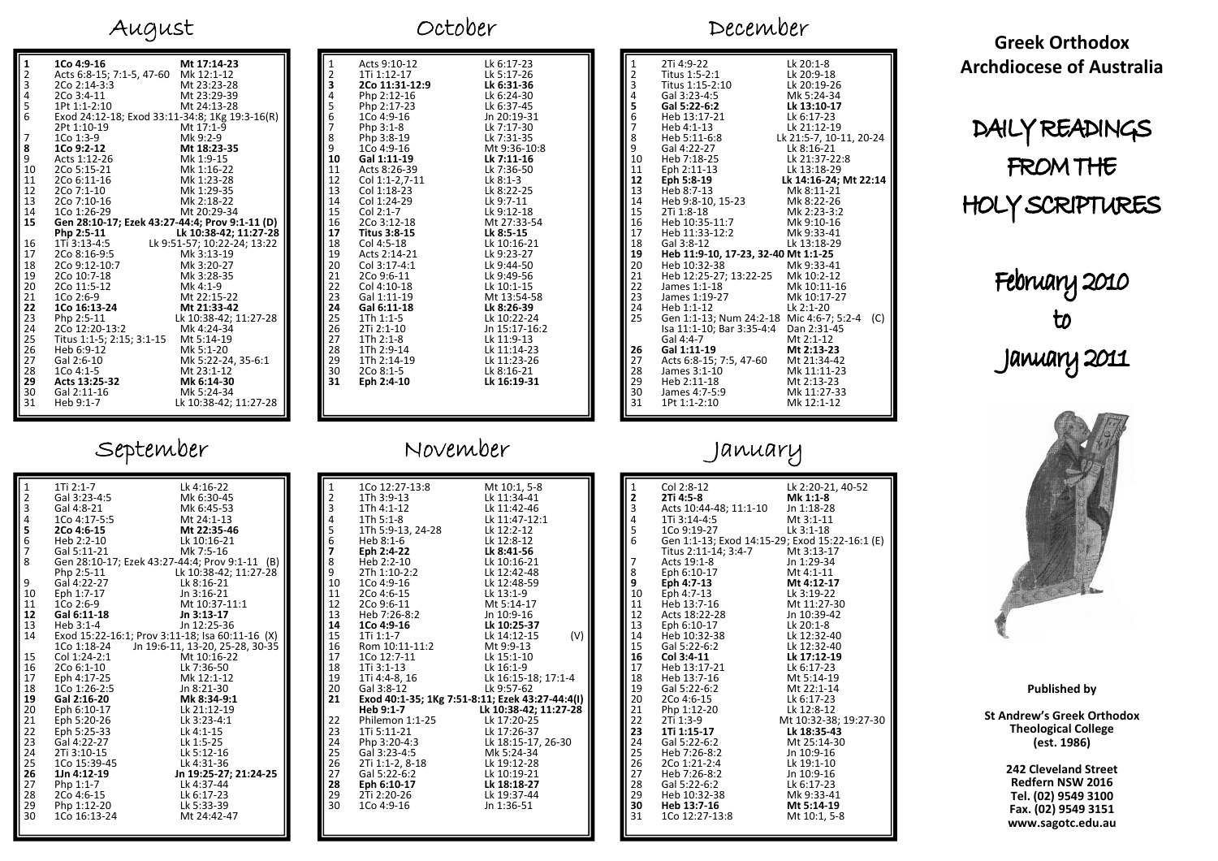## August

| | | |
|---|---|---|
| **1** | **1Co 4:9-16** | **Mt 17:14-23** |
| 2 | Acts 6:8-15; 7:1-5, 47-60 | Mk 12:1-12 |
| 3 | 2Co 2:14-3:3 | Mt 23:23-28 |
| 4 | 2Co 3:4-11 | Mt 23:29-39 |
| 5 | 1Pt 1:1-2:10 | Mt 24:13-28 |
| 6 | Exod 24:12-18; Exod 33:11-34:8; 1Kg 19:3-16(R) | |
| | 2Pt 1:10-19 | Mt 17:1-9 |
| 7 | 1Co 1:3-9 | Mk 9:2-9 |
| **8** | **1Co 9:2-12** | **Mt 18:23-35** |
| 9 | Acts 1:12-26 | Mk 1:9-15 |
| 10 | 2Co 5:15-21 | Mk 1:16-22 |
| 11 | 2Co 6:11-16 | Mk 1:23-28 |
| 12 | 2Co 7:1-10 | Mk 1:29-35 |
| 13 | 2Co 7:10-16 | Mk 2:18-22 |
| 14 | 1Co 1:26-29 | Mt 20:29-34 |
| **15** | **Gen 28:10-17; Ezek 43:27-44:4; Prov 9:1-11 (D)** | |
| | **Php 2:5-11** | **Lk 10:38-42; 11:27-28** |
| 16 | 1Ti 3:13-4:5 | Lk 9:51-57; 10:22-24; 13:22 |
| 17 | 2Co 8:16-9:5 | Mk 3:13-19 |
| 18 | 2Co 9:12-10:7 | Mk 3:20-27 |
| 19 | 2Co 10:7-18 | Mk 3:28-35 |
| 20 | 2Co 11:5-12 | Mk 4:1-9 |
| 21 | 1Co 2:6-9 | Mt 22:15-22 |
| **22** | **1Co 16:13-24** | **Mt 21:33-42** |
| 23 | Php 2:5-11 | Lk 10:38-42; 11:27-28 |
| 24 | 2Co 12:20-13:2 | Mk 4:24-34 |
| 25 | Titus 1:1-5; 2:15; 3:1-15 | Mt 5:14-19 |
| 26 | Heb 6:9-12 | Mk 5:1-20 |
| 27 | Gal 2:6-10 | Mk 5:22-24, 35-6:1 |
| 28 | 1Co 4:1-5 | Mt 23:1-12 |
| **29** | **Acts 13:25-32** | **Mk 6:14-30** |
| 30 | Gal 2:11-16 | Mk 5:24-34 |
| 31 | Heb 9:1-7 | Lk 10:38-42; 11:27-28 |

## September

| | | |
|---|---|---|
| 1 | 1Ti 2:1-7 | Lk 4:16-22 |
| 2 | Gal 3:23-4:5 | Mk 6:30-45 |
| 3 | Gal 4:8-21 | Mk 6:45-53 |
| 4 | 1Co 4:17-5:5 | Mt 24:1-13 |
| **5** | **2Co 4:6-15** | **Mt 22:35-46** |
| 6 | Heb 2:2-10 | Lk 10:16-21 |
| 7 | Gal 5:11-21 | Mk 7:5-16 |
| 8 | Gen 28:10-17; Ezek 43:27-44:4; Prov 9:1-11 (B) | |
| | Php 2:5-11 | Lk 10:38-42; 11:27-28 |
| 9 | Gal 4:22-27 | Lk 8:16-21 |
| 10 | Eph 1:7-17 | Jn 3:16-21 |
| 11 | 1Co 2:6-9 | Mt 10:37-11:1 |
| **12** | **Gal 6:11-18** | **Jn 3:13-17** |
| 13 | Heb 3:1-4 | Jn 12:25-36 |
| 14 | Exod 15:22-16:1; Prov 3:11-18; Isa 60:11-16 (X) | |
| | 1Co 1:18-24 | Jn 19:6-11, 13-20, 25-28, 30-35 |
| 15 | Col 1:24-2:1 | Mt 10:16-22 |
| 16 | 2Co 6:1-10 | Lk 7:36-50 |
| 17 | Eph 4:17-25 | Mk 12:1-12 |
| 18 | 1Co 1:26-2:5 | Jn 8:21-30 |
| **19** | **Gal 2:16-20** | **Mk 8:34-9:1** |
| 20 | Eph 6:10-17 | Lk 21:12-19 |
| 21 | Eph 5:20-26 | Lk 3:23-4:1 |
| 22 | Eph 5:25-33 | Lk 4:1-15 |
| 23 | Gal 4:22-27 | Lk 1:5-25 |
| 24 | 2Ti 3:10-15 | Lk 5:12-16 |
| 25 | 1Co 15:39-45 | Lk 4:31-36 |
| **26** | **1Jn 4:12-19** | **Jn 19:25-27; 21:24-25** |
| 27 | Php 1:1-7 | Lk 4:37-44 |
| 28 | 2Co 4:6-15 | Lk 6:17-23 |
| 29 | Php 1:12-20 | Lk 5:33-39 |
| 30 | 1Co 16:13-24 | Mt 24:42-47 |

## October

| | | |
|---|---|---|
| 1 | Acts 9:10-12 | Lk 6:17-23 |
| 2 | 1Ti 1:12-17 | Lk 5:17-26 |
| **3** | **2Co 11:31-12:9** | **Lk 6:31-36** |
| 4 | Php 2:12-16 | Lk 6:24-30 |
| 5 | Php 2:17-23 | Lk 6:37-45 |
| 6 | 1Co 4:9-16 | Jn 20:19-31 |
| 7 | Php 3:1-8 | Lk 7:17-30 |
| 8 | Php 3:8-19 | Lk 7:31-35 |
| 9 | 1Co 4:9-16 | Mt 9:36-10:8 |
| **10** | **Gal 1:11-19** | **Lk 7:11-16** |
| 11 | Acts 8:26-39 | Lk 7:36-50 |
| 12 | Col 1:1-2,7-11 | Lk 8:1-3 |
| 13 | Col 1:18-23 | Lk 8:22-25 |
| 14 | Col 1:24-29 | Lk 9:7-11 |
| 15 | Col 2:1-7 | Lk 9:12-18 |
| 16 | 2Co 3:12-18 | Mt 27:33-54 |
| **17** | **Titus 3:8-15** | **Lk 8:5-15** |
| 18 | Col 4:5-18 | Lk 10:16-21 |
| 19 | Acts 2:14-21 | Lk 9:23-27 |
| 20 | Col 3:17-4:1 | Lk 9:44-50 |
| 21 | 2Co 9:6-11 | Lk 9:49-56 |
| 22 | Col 4:10-18 | Lk 10:1-15 |
| 23 | Gal 1:11-19 | Mt 13:54-58 |
| **24** | **Gal 6:11-18** | **Lk 8:26-39** |
| 25 | 1Th 1:1-5 | Lk 10:22-24 |
| 26 | 2Ti 2:1-10 | Jn 15:17-16:2 |
| 27 | 1Th 2:1-8 | Lk 11:9-13 |
| 28 | 1Th 2:9-14 | Lk 11:14-23 |
| 29 | 1Th 2:14-19 | Lk 11:23-26 |
| 30 | 2Co 8:1-5 | Lk 8:16-21 |
| **31** | **Eph 2:4-10** | **Lk 16:19-31** |

## November

| | | |
|---|---|---|
| 1 | 1Co 12:27-13:8 | Mt 10:1, 5-8 |
| 2 | 1Th 3:9-13 | Lk 11:34-41 |
| 3 | 1Th 4:1-12 | Lk 11:42-46 |
| 4 | 1Th 5:1-8 | Lk 11:47-12:1 |
| 5 | 1Th 5:9-13, 24-28 | Lk 12:2-12 |
| 6 | Heb 8:1-6 | Lk 12:8-12 |
| **7** | **Eph 2:4-22** | **Lk 8:41-56** |
| 8 | Heb 2:2-10 | Lk 10:16-21 |
| 9 | 2Th 1:10-2:2 | Lk 12:42-48 |
| 10 | 1Co 4:9-16 | Lk 12:48-59 |
| 11 | 2Co 4:6-15 | Lk 13:1-9 |
| 12 | 2Co 9:6-11 | Mt 5:14-17 |
| 13 | Heb 7:26-8:2 | Jn 10:9-16 |
| **14** | **1Co 4:9-16** | **Lk 10:25-37** |
| 15 | 1Ti 1:1-7 | Lk 14:12-15 (V) |
| 16 | Rom 10:11-11:2 | Mt 9:9-13 |
| 17 | 1Co 12:7-11 | Lk 15:1-10 |
| 18 | 1Ti 3:1-13 | Lk 16:1-9 |
| 19 | 1Ti 4:4-8, 16 | Lk 16:15-18; 17:1-4 |
| 20 | Gal 3:8-12 | Lk 9:57-62 |
| **21** | **Exod 40:1-35; 1Kg 7:51-8:11; Ezek 43:27-44:4(I)** | |
| | **Heb 9:1-7** | **Lk 10:38-42; 11:27-28** |
| 22 | Philemon 1:1-25 | Lk 17:20-25 |
| 23 | 1Ti 5:11-21 | Lk 17:26-37 |
| 24 | Php 3:20-4:3 | Lk 18:15-17, 26-30 |
| 25 | Gal 3:23-4:5 | Mk 5:24-34 |
| 26 | 2Ti 1:1-2, 8-18 | Lk 19:12-28 |
| 27 | Gal 5:22-6:2 | Lk 10:19-21 |
| **28** | **Eph 6:10-17** | **Lk 18:18-27** |
| 29 | 2Ti 2:20-26 | Lk 19:37-44 |
| 30 | 1Co 4:9-16 | Jn 1:36-51 |

## December

| | | |
|---|---|---|
| 1 | 2Ti 4:9-22 | Lk 20:1-8 |
| 2 | Titus 1:5-2:1 | Lk 20:9-18 |
| 3 | Titus 1:15-2:10 | Lk 20:19-26 |
| 4 | Gal 3:23-4:5 | Mk 5:24-34 |
| **5** | **Gal 5:22-6:2** | **Lk 13:10-17** |
| 6 | Heb 13:17-21 | Lk 6:17-23 |
| 7 | Heb 4:1-13 | Lk 21:12-19 |
| 8 | Heb 5:11-6:8 | Lk 21:5-7, 10-11, 20-24 |
| 9 | Gal 4:22-27 | Lk 8:16-21 |
| 10 | Heb 7:18-25 | Lk 21:37-22:8 |
| 11 | Eph 2:11-13 | Lk 13:18-29 |
| **12** | **Eph 5:8-19** | **Lk 14:16-24; Mt 22:14** |
| 13 | Heb 8:7-13 | Mk 8:11-21 |
| 14 | Heb 9:8-10, 15-23 | Mk 8:22-26 |
| 15 | 2Ti 1:8-18 | Mk 2:23-3:2 |
| 16 | Heb 10:35-11:7 | Mk 9:10-16 |
| 17 | Heb 11:33-12:2 | Mk 9:33-41 |
| 18 | Gal 3:8-12 | Lk 13:18-29 |
| **19** | **Heb 11:9-10, 17-23, 32-40** | **Mt 1:1-25** |
| 20 | Heb 10:32-38 | Mk 9:33-41 |
| 21 | Heb 12:25-27; 13:22-25 | Mk 10:2-12 |
| 22 | James 1:1-18 | Mk 10:11-16 |
| 23 | James 1:19-27 | Mk 10:17-27 |
| 24 | Heb 1:1-12 | Lk 2:1-20 |
| 25 | Gen 1:1-13; Num 24:2-18 Mic 4:6-7; 5:2-4 (C) | |
| | Isa 11:1-10; Bar 3:35-4:4 Dan 2:31-45 | |
| | Gal 4:4-7 | Mt 2:1-12 |
| **26** | **Gal 1:11-19** | **Mt 2:13-23** |
| 27 | Acts 6:8-15; 7:5, 47-60 | Mt 21:34-42 |
| 28 | James 3:1-10 | Mk 11:11-23 |
| 29 | Heb 2:11-18 | Mt 2:13-23 |
| 30 | James 4:7-5:9 | Mk 11:27-33 |
| 31 | 1Pt 1:1-2:10 | Mk 12:1-12 |

## January

| | | |
|---|---|---|
| 1 | Col 2:8-12 | Lk 2:20-21, 40-52 |
| **2** | **2Ti 4:5-8** | **Mk 1:1-8** |
| 3 | Acts 10:44-48; 11:1-10 | Jn 1:18-28 |
| 4 | 1Ti 3:14-4:5 | Mt 3:1-11 |
| 5 | 1Co 9:19-27 | Lk 3:1-18 |
| 6 | Gen 1:1-13; Exod 14:15-29; Exod 15:22-16:1 (E) | |
| | Titus 2:11-14; 3:4-7 | Mt 3:13-17 |
| 7 | Acts 19:1-8 | Jn 1:29-34 |
| 8 | Eph 6:10-17 | Mt 4:1-11 |
| **9** | **Eph 4:7-13** | **Mt 4:12-17** |
| 10 | Eph 4:7-13 | Lk 3:19-22 |
| 11 | Heb 13:7-16 | Mt 11:27-30 |
| 12 | Acts 18:22-28 | Jn 10:39-42 |
| 13 | Eph 6:10-17 | Lk 20:1-8 |
| 14 | Heb 10:32-38 | Lk 12:32-40 |
| 15 | Gal 5:22-6:2 | Lk 12:32-40 |
| **16** | **Col 3:4-11** | **Lk 17:12-19** |
| 17 | Heb 13:17-21 | Lk 6:17-23 |
| 18 | Heb 13:7-16 | Mt 5:14-19 |
| 19 | Gal 5:22-6:2 | Mt 22:1-14 |
| 20 | 2Co 4:6-15 | Lk 6:17-23 |
| 21 | Php 1:12-20 | Lk 12:8-12 |
| 22 | 2Ti 1:3-9 | Mt 10:32-38; 19:27-30 |
| **23** | **1Ti 1:15-17** | **Lk 18:35-43** |
| 24 | Gal 5:22-6:2 | Mt 25:14-30 |
| 25 | Heb 7:26-8:2 | Jn 10:9-16 |
| 26 | 2Co 1:21-2:4 | Lk 19:1-10 |
| 27 | Heb 7:26-8:2 | Jn 10:9-16 |
| 28 | Gal 5:22-6:2 | Lk 6:17-23 |
| 29 | Heb 10:32-38 | Mk 9:33-41 |
| **30** | **Heb 13:7-16** | **Mt 5:14-19** |
| 31 | 1Co 12:27-13:8 | Mt 10:1, 5-8 |

**Greek Orthodox Archdiocese of Australia**

# DAILY READINGS FROM THE HOLY SCRIPTURES

## February 2010 to January 2011

**Published by**

**St Andrew's Greek Orthodox Theological College (est. 1986)**

**242 Cleveland Street**
**Redfern NSW 2016**
**Tel. (02) 9549 3100**
**Fax. (02) 9549 3151**
**www.sagotc.edu.au**